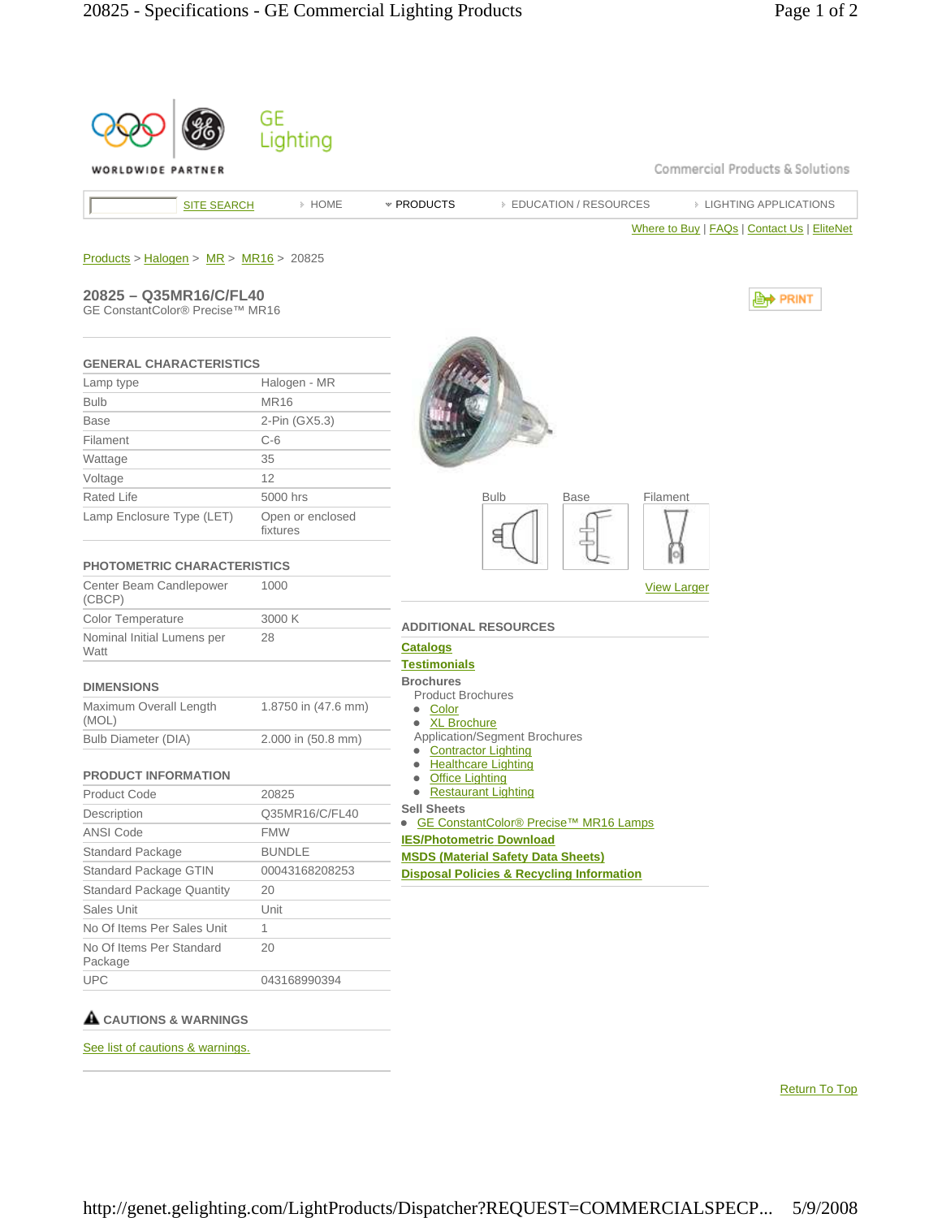GE Lighting

WORLDWIDE PARTNER

Commercial Products & Solutions

SITE SEARCH | HOME | PRODUCTS | EDUCATION / RESOURCES | LIGHTING APPLICATIONS

Where to Buy | FAQs | Contact Us | EliteNet

Products > Halogen > MR > MR16 > 20825

## 20825 – Q35MR16/C/FL40

GE ConstantColor® Precise™ MR16

PRINT

### GENERAL CHARACTERISTICS

| | |
|---|---|
| Lamp type | Halogen - MR |
| Bulb | MR16 |
| Base | 2-Pin (GX5.3) |
| Filament | C-6 |
| Wattage | 35 |
| Voltage | 12 |
| Rated Life | 5000 hrs |
| Lamp Enclosure Type (LET) | Open or enclosed fixtures |

### PHOTOMETRIC CHARACTERISTICS

| | |
|---|---|
| Center Beam Candlepower (CBCP) | 1000 |
| Color Temperature | 3000 K |
| Nominal Initial Lumens per Watt | 28 |

### DIMENSIONS

| | |
|---|---|
| Maximum Overall Length (MOL) | 1.8750 in (47.6 mm) |
| Bulb Diameter (DIA) | 2.000 in (50.8 mm) |

### PRODUCT INFORMATION

| | |
|---|---|
| Product Code | 20825 |
| Description | Q35MR16/C/FL40 |
| ANSI Code | FMW |
| Standard Package | BUNDLE |
| Standard Package GTIN | 00043168208253 |
| Standard Package Quantity | 20 |
| Sales Unit | Unit |
| No Of Items Per Sales Unit | 1 |
| No Of Items Per Standard Package | 20 |
| UPC | 043168990394 |

### CAUTIONS & WARNINGS

See list of cautions & warnings.

Bulb | Base | Filament

View Larger

### ADDITIONAL RESOURCES

**Catalogs**

**Testimonials**

**Brochures**

Product Brochures

- Color
- XL Brochure

Application/Segment Brochures

- Contractor Lighting
- Healthcare Lighting
- Office Lighting
- Restaurant Lighting

**Sell Sheets**

- GE ConstantColor® Precise™ MR16 Lamps

**IES/Photometric Download**

**MSDS (Material Safety Data Sheets)**

**Disposal Policies & Recycling Information**

Return To Top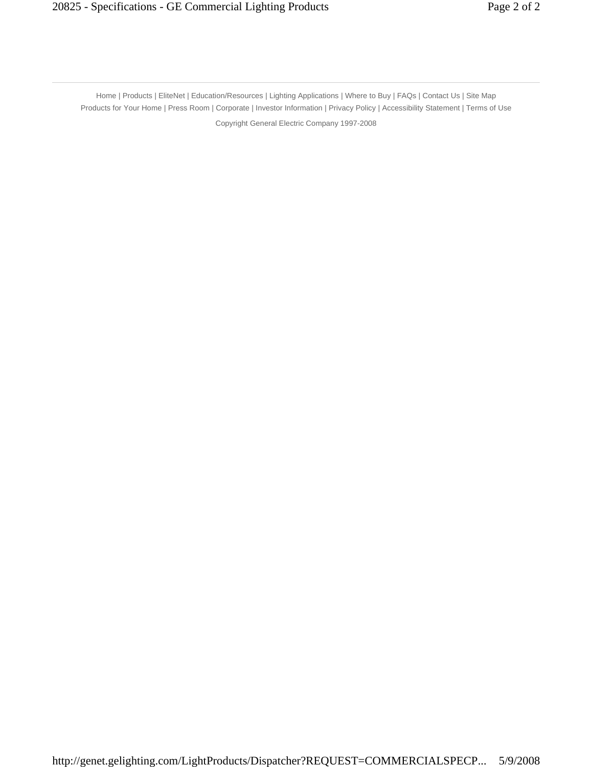---

Home | Products | EliteNet | Education/Resources | Lighting Applications | Where to Buy | FAQs | Contact Us | Site Map
Products for Your Home | Press Room | Corporate | Investor Information | Privacy Policy | Accessibility Statement | Terms of Use

Copyright General Electric Company 1997-2008